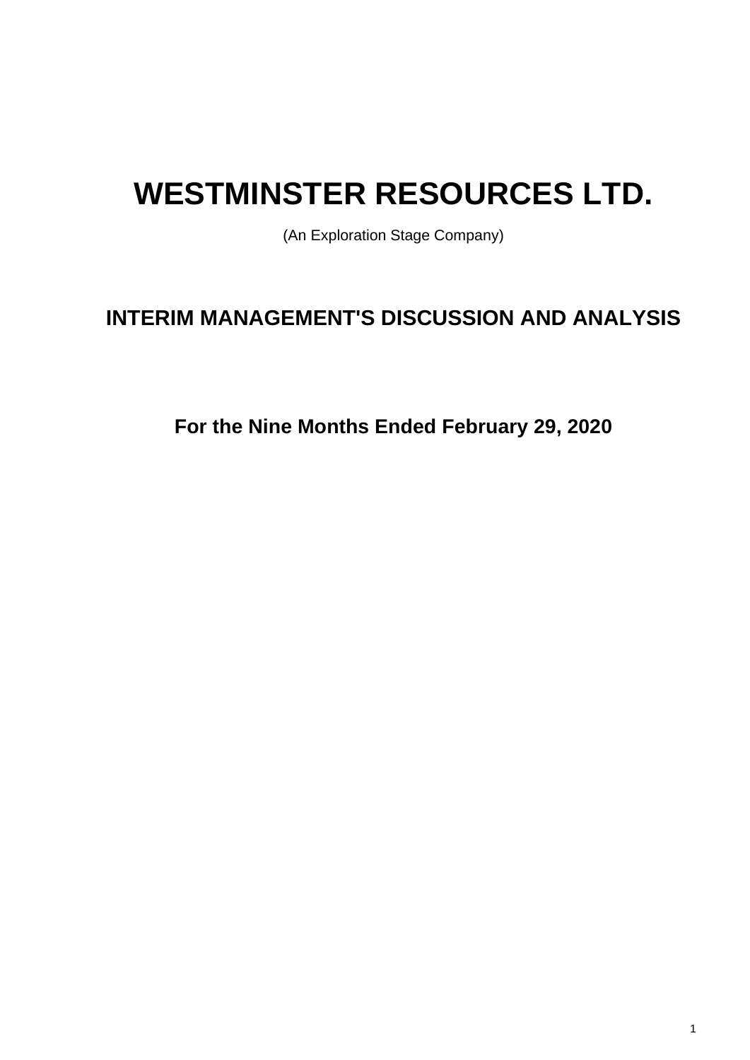# WESTMINSTER RESOURCES LTD.

(An Exploration Stage Company)

## INTERIM MANAGEMENT'S DISCUSSION AND ANALYSIS

### For the Nine Months Ended February 29, 2020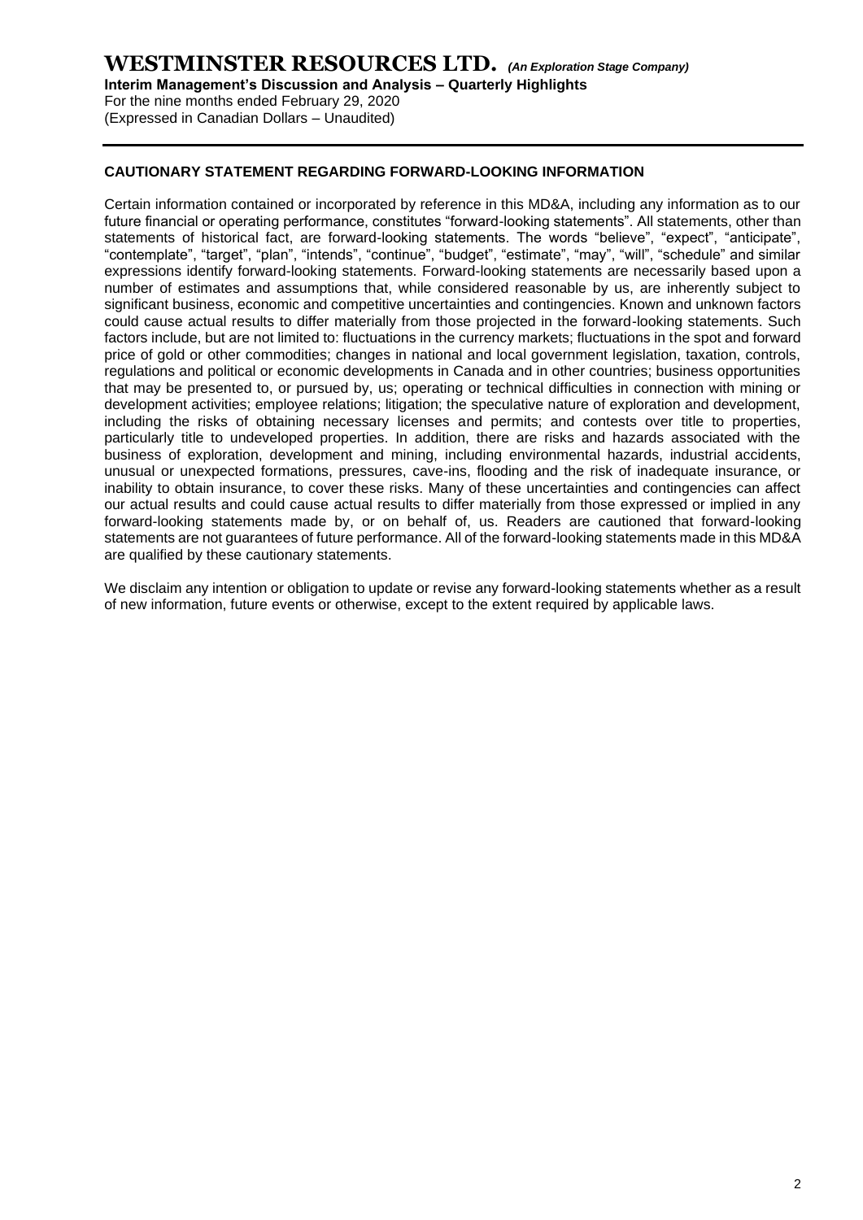## CAUTIONARY STATEMENT REGARDING FORWARD-LOOKING INFORMATION

Certain information contained or incorporated by reference in this MD&A, including any information as to our future financial or operating performance, constitutes "forward-looking statements". All statements, other than statements of historical fact, are forward-looking statements. The words "believe", "expect", "anticipate", "contemplate", "target", "plan", "intends", "continue", "budget", "estimate", "may", "will", "schedule" and similar expressions identify forward-looking statements. Forward-looking statements are necessarily based upon a number of estimates and assumptions that, while considered reasonable by us, are inherently subject to significant business, economic and competitive uncertainties and contingencies. Known and unknown factors could cause actual results to differ materially from those projected in the forward-looking statements. Such factors include, but are not limited to: fluctuations in the currency markets; fluctuations in the spot and forward price of gold or other commodities; changes in national and local government legislation, taxation, controls, regulations and political or economic developments in Canada and in other countries; business opportunities that may be presented to, or pursued by, us; operating or technical difficulties in connection with mining or development activities; employee relations; litigation; the speculative nature of exploration and development, including the risks of obtaining necessary licenses and permits; and contests over title to properties, particularly title to undeveloped properties. In addition, there are risks and hazards associated with the business of exploration, development and mining, including environmental hazards, industrial accidents, unusual or unexpected formations, pressures, cave-ins, flooding and the risk of inadequate insurance, or inability to obtain insurance, to cover these risks. Many of these uncertainties and contingencies can affect our actual results and could cause actual results to differ materially from those expressed or implied in any forward-looking statements made by, or on behalf of, us. Readers are cautioned that forward-looking statements are not guarantees of future performance. All of the forward-looking statements made in this MD&A are qualified by these cautionary statements.

We disclaim any intention or obligation to update or revise any forward-looking statements whether as a result of new information, future events or otherwise, except to the extent required by applicable laws.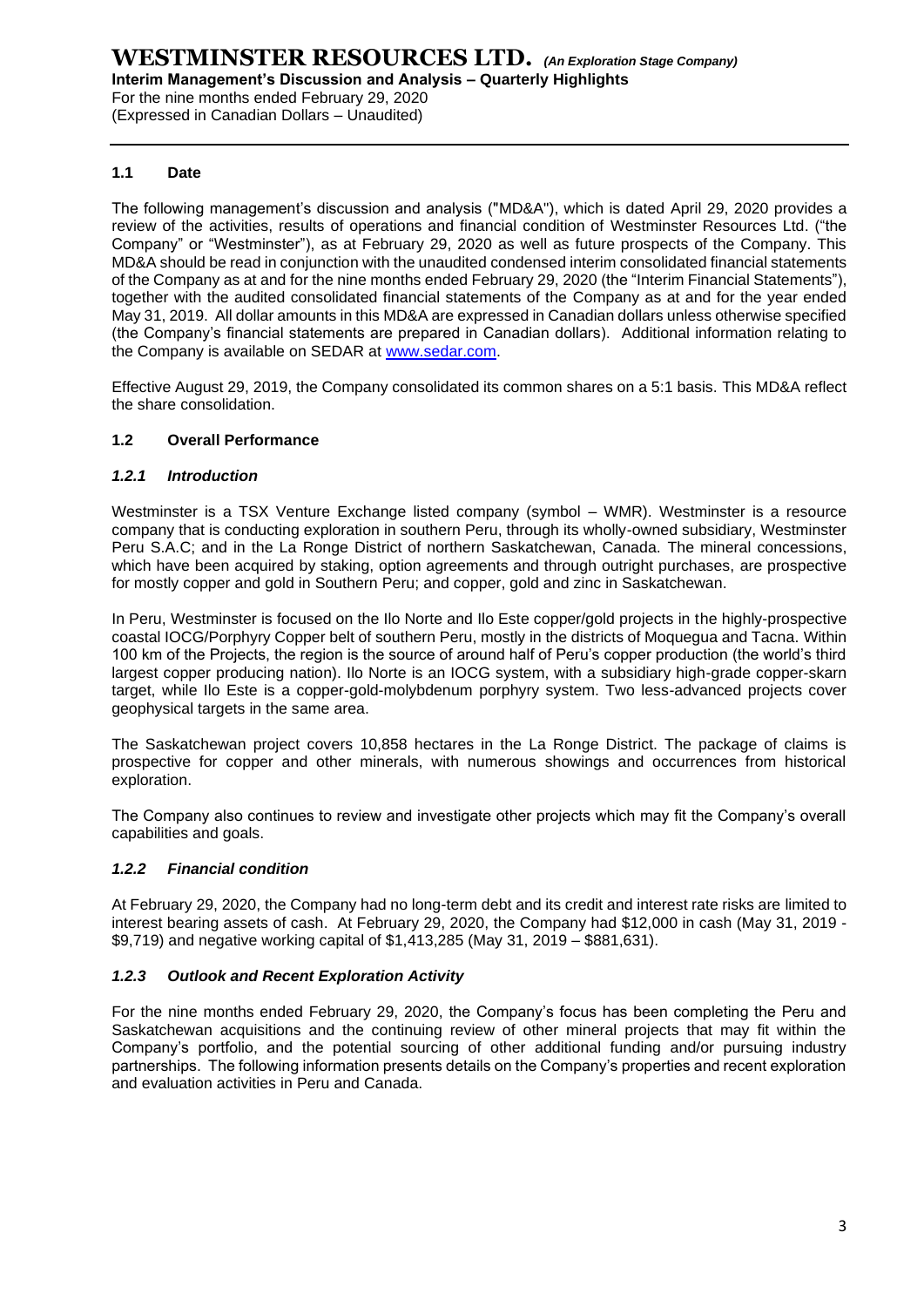## 1.1 Date

The following management's discussion and analysis ("MD&A"), which is dated April 29, 2020 provides a review of the activities, results of operations and financial condition of Westminster Resources Ltd. ("the Company" or "Westminster"), as at February 29, 2020 as well as future prospects of the Company. This MD&A should be read in conjunction with the unaudited condensed interim consolidated financial statements of the Company as at and for the nine months ended February 29, 2020 (the "Interim Financial Statements"), together with the audited consolidated financial statements of the Company as at and for the year ended May 31, 2019. All dollar amounts in this MD&A are expressed in Canadian dollars unless otherwise specified (the Company's financial statements are prepared in Canadian dollars). Additional information relating to the Company is available on SEDAR at www.sedar.com.

Effective August 29, 2019, the Company consolidated its common shares on a 5:1 basis. This MD&A reflect the share consolidation.

## 1.2 Overall Performance

### *1.2.1 Introduction*

Westminster is a TSX Venture Exchange listed company (symbol – WMR). Westminster is a resource company that is conducting exploration in southern Peru, through its wholly-owned subsidiary, Westminster Peru S.A.C; and in the La Ronge District of northern Saskatchewan, Canada. The mineral concessions, which have been acquired by staking, option agreements and through outright purchases, are prospective for mostly copper and gold in Southern Peru; and copper, gold and zinc in Saskatchewan.

In Peru, Westminster is focused on the Ilo Norte and Ilo Este copper/gold projects in the highly-prospective coastal IOCG/Porphyry Copper belt of southern Peru, mostly in the districts of Moquegua and Tacna. Within 100 km of the Projects, the region is the source of around half of Peru's copper production (the world's third largest copper producing nation). Ilo Norte is an IOCG system, with a subsidiary high-grade copper-skarn target, while Ilo Este is a copper-gold-molybdenum porphyry system. Two less-advanced projects cover geophysical targets in the same area.

The Saskatchewan project covers 10,858 hectares in the La Ronge District. The package of claims is prospective for copper and other minerals, with numerous showings and occurrences from historical exploration.

The Company also continues to review and investigate other projects which may fit the Company's overall capabilities and goals.

### *1.2.2 Financial condition*

At February 29, 2020, the Company had no long-term debt and its credit and interest rate risks are limited to interest bearing assets of cash. At February 29, 2020, the Company had $12,000 in cash (May 31, 2019 - $9,719) and negative working capital of $1,413,285 (May 31, 2019 – $881,631).

### *1.2.3 Outlook and Recent Exploration Activity*

For the nine months ended February 29, 2020, the Company's focus has been completing the Peru and Saskatchewan acquisitions and the continuing review of other mineral projects that may fit within the Company's portfolio, and the potential sourcing of other additional funding and/or pursuing industry partnerships. The following information presents details on the Company's properties and recent exploration and evaluation activities in Peru and Canada.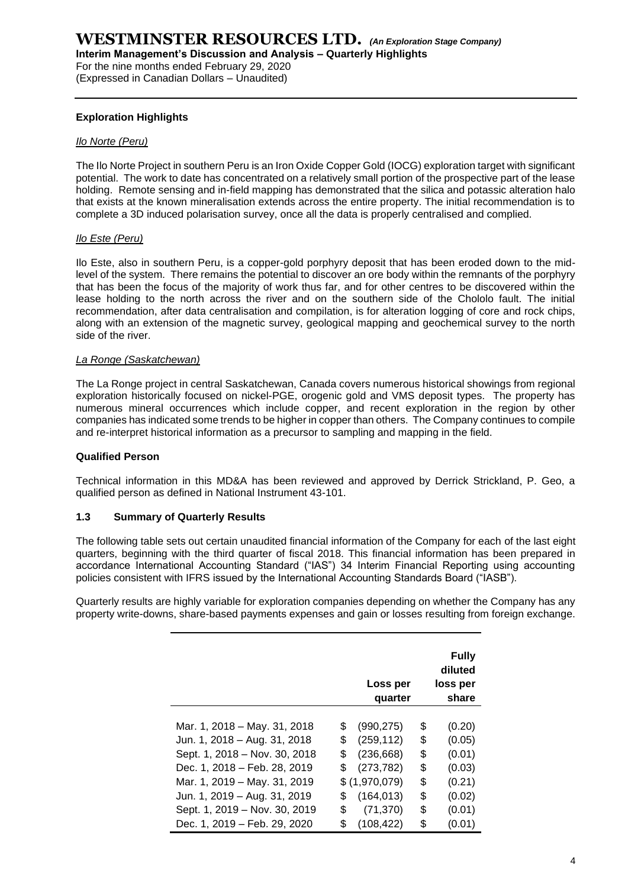## Exploration Highlights

### *Ilo Norte (Peru)*

The Ilo Norte Project in southern Peru is an Iron Oxide Copper Gold (IOCG) exploration target with significant potential. The work to date has concentrated on a relatively small portion of the prospective part of the lease holding. Remote sensing and in-field mapping has demonstrated that the silica and potassic alteration halo that exists at the known mineralisation extends across the entire property. The initial recommendation is to complete a 3D induced polarisation survey, once all the data is properly centralised and complied.

### *Ilo Este (Peru)*

Ilo Este, also in southern Peru, is a copper-gold porphyry deposit that has been eroded down to the mid-level of the system. There remains the potential to discover an ore body within the remnants of the porphyry that has been the focus of the majority of work thus far, and for other centres to be discovered within the lease holding to the north across the river and on the southern side of the Chololo fault. The initial recommendation, after data centralisation and compilation, is for alteration logging of core and rock chips, along with an extension of the magnetic survey, geological mapping and geochemical survey to the north side of the river.

### *La Ronge (Saskatchewan)*

The La Ronge project in central Saskatchewan, Canada covers numerous historical showings from regional exploration historically focused on nickel-PGE, orogenic gold and VMS deposit types. The property has numerous mineral occurrences which include copper, and recent exploration in the region by other companies has indicated some trends to be higher in copper than others. The Company continues to compile and re-interpret historical information as a precursor to sampling and mapping in the field.

## Qualified Person

Technical information in this MD&A has been reviewed and approved by Derrick Strickland, P. Geo, a qualified person as defined in National Instrument 43-101.

## 1.3 Summary of Quarterly Results

The following table sets out certain unaudited financial information of the Company for each of the last eight quarters, beginning with the third quarter of fiscal 2018. This financial information has been prepared in accordance International Accounting Standard ("IAS") 34 Interim Financial Reporting using accounting policies consistent with IFRS issued by the International Accounting Standards Board ("IASB").

Quarterly results are highly variable for exploration companies depending on whether the Company has any property write-downs, share-based payments expenses and gain or losses resulting from foreign exchange.

| | Loss per quarter | Fully diluted loss per share |
|---|---|---|
| Mar. 1, 2018 – May. 31, 2018 | $ (990,275) | $ (0.20) |
| Jun. 1, 2018 – Aug. 31, 2018 | $ (259,112) | $ (0.05) |
| Sept. 1, 2018 – Nov. 30, 2018 | $ (236,668) | $ (0.01) |
| Dec. 1, 2018 – Feb. 28, 2019 | $ (273,782) | $ (0.03) |
| Mar. 1, 2019 – May. 31, 2019 | $ (1,970,079) | $ (0.21) |
| Jun. 1, 2019 – Aug. 31, 2019 | $ (164,013) | $ (0.02) |
| Sept. 1, 2019 – Nov. 30, 2019 | $ (71,370) | $ (0.01) |
| Dec. 1, 2019 – Feb. 29, 2020 | $ (108,422) | $ (0.01) |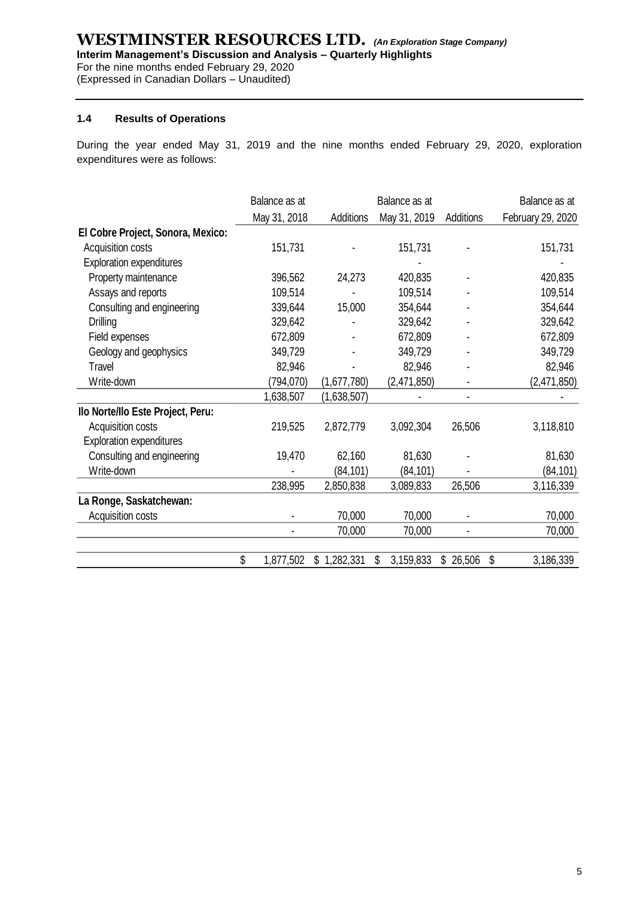### 1.4 Results of Operations

During the year ended May 31, 2019 and the nine months ended February 29, 2020, exploration expenditures were as follows:

| | Balance as at May 31, 2018 | Additions | Balance as at May 31, 2019 | Additions | Balance as at February 29, 2020 |
|---|---|---|---|---|---|
| **El Cobre Project, Sonora, Mexico:** | | | | | |
| Acquisition costs | 151,731 | - | 151,731 | - | 151,731 |
| Exploration expenditures | | | - | | - |
| Property maintenance | 396,562 | 24,273 | 420,835 | - | 420,835 |
| Assays and reports | 109,514 | - | 109,514 | - | 109,514 |
| Consulting and engineering | 339,644 | 15,000 | 354,644 | - | 354,644 |
| Drilling | 329,642 | - | 329,642 | - | 329,642 |
| Field expenses | 672,809 | - | 672,809 | - | 672,809 |
| Geology and geophysics | 349,729 | - | 349,729 | - | 349,729 |
| Travel | 82,946 | - | 82,946 | - | 82,946 |
| Write-down | (794,070) | (1,677,780) | (2,471,850) | - | (2,471,850) |
| | 1,638,507 | (1,638,507) | - | - | - |
| **Ilo Norte/Ilo Este Project, Peru:** | | | | | |
| Acquisition costs | 219,525 | 2,872,779 | 3,092,304 | 26,506 | 3,118,810 |
| Exploration expenditures | | | | | |
| Consulting and engineering | 19,470 | 62,160 | 81,630 | - | 81,630 |
| Write-down | - | (84,101) | (84,101) | - | (84,101) |
| | 238,995 | 2,850,838 | 3,089,833 | 26,506 | 3,116,339 |
| **La Ronge, Saskatchewan:** | | | | | |
| Acquisition costs | - | 70,000 | 70,000 | - | 70,000 |
| | - | 70,000 | 70,000 | - | 70,000 |
| | $ 1,877,502 | $ 1,282,331 | $ 3,159,833 | $ 26,506 | $ 3,186,339 |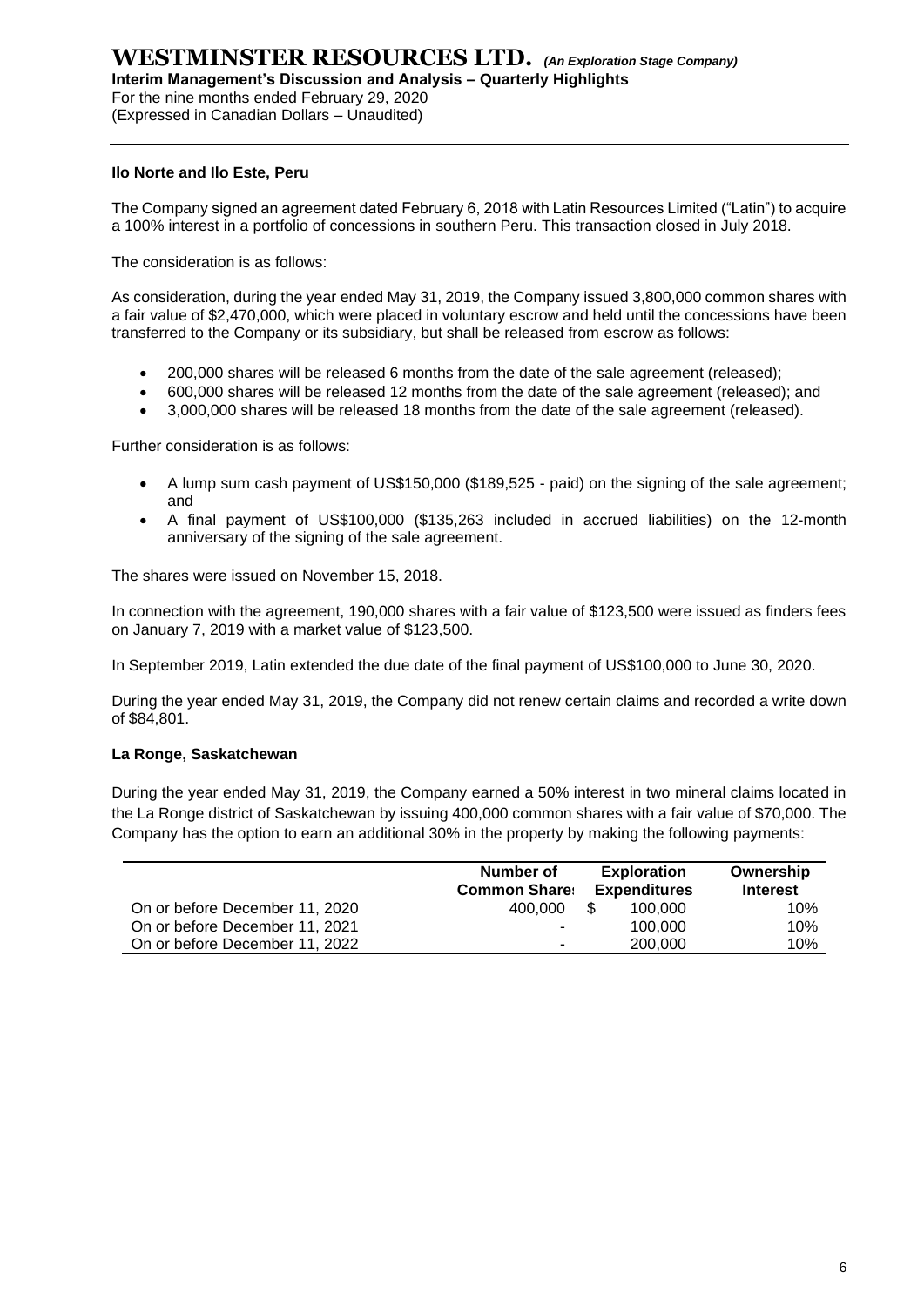### Ilo Norte and Ilo Este, Peru

The Company signed an agreement dated February 6, 2018 with Latin Resources Limited ("Latin") to acquire a 100% interest in a portfolio of concessions in southern Peru. This transaction closed in July 2018.

The consideration is as follows:

As consideration, during the year ended May 31, 2019, the Company issued 3,800,000 common shares with a fair value of $2,470,000, which were placed in voluntary escrow and held until the concessions have been transferred to the Company or its subsidiary, but shall be released from escrow as follows:

- 200,000 shares will be released 6 months from the date of the sale agreement (released);
- 600,000 shares will be released 12 months from the date of the sale agreement (released); and
- 3,000,000 shares will be released 18 months from the date of the sale agreement (released).

Further consideration is as follows:

- A lump sum cash payment of US$150,000 ($189,525 - paid) on the signing of the sale agreement; and
- A final payment of US$100,000 ($135,263 included in accrued liabilities) on the 12-month anniversary of the signing of the sale agreement.

The shares were issued on November 15, 2018.

In connection with the agreement, 190,000 shares with a fair value of $123,500 were issued as finders fees on January 7, 2019 with a market value of $123,500.

In September 2019, Latin extended the due date of the final payment of US$100,000 to June 30, 2020.

During the year ended May 31, 2019, the Company did not renew certain claims and recorded a write down of $84,801.

### La Ronge, Saskatchewan

During the year ended May 31, 2019, the Company earned a 50% interest in two mineral claims located in the La Ronge district of Saskatchewan by issuing 400,000 common shares with a fair value of $70,000. The Company has the option to earn an additional 30% in the property by making the following payments:

| | Number of Common Shares | Exploration Expenditures | Ownership Interest |
|---|---|---|---|
| On or before December 11, 2020 | 400,000 | $ 100,000 | 10% |
| On or before December 11, 2021 | - | 100,000 | 10% |
| On or before December 11, 2022 | - | 200,000 | 10% |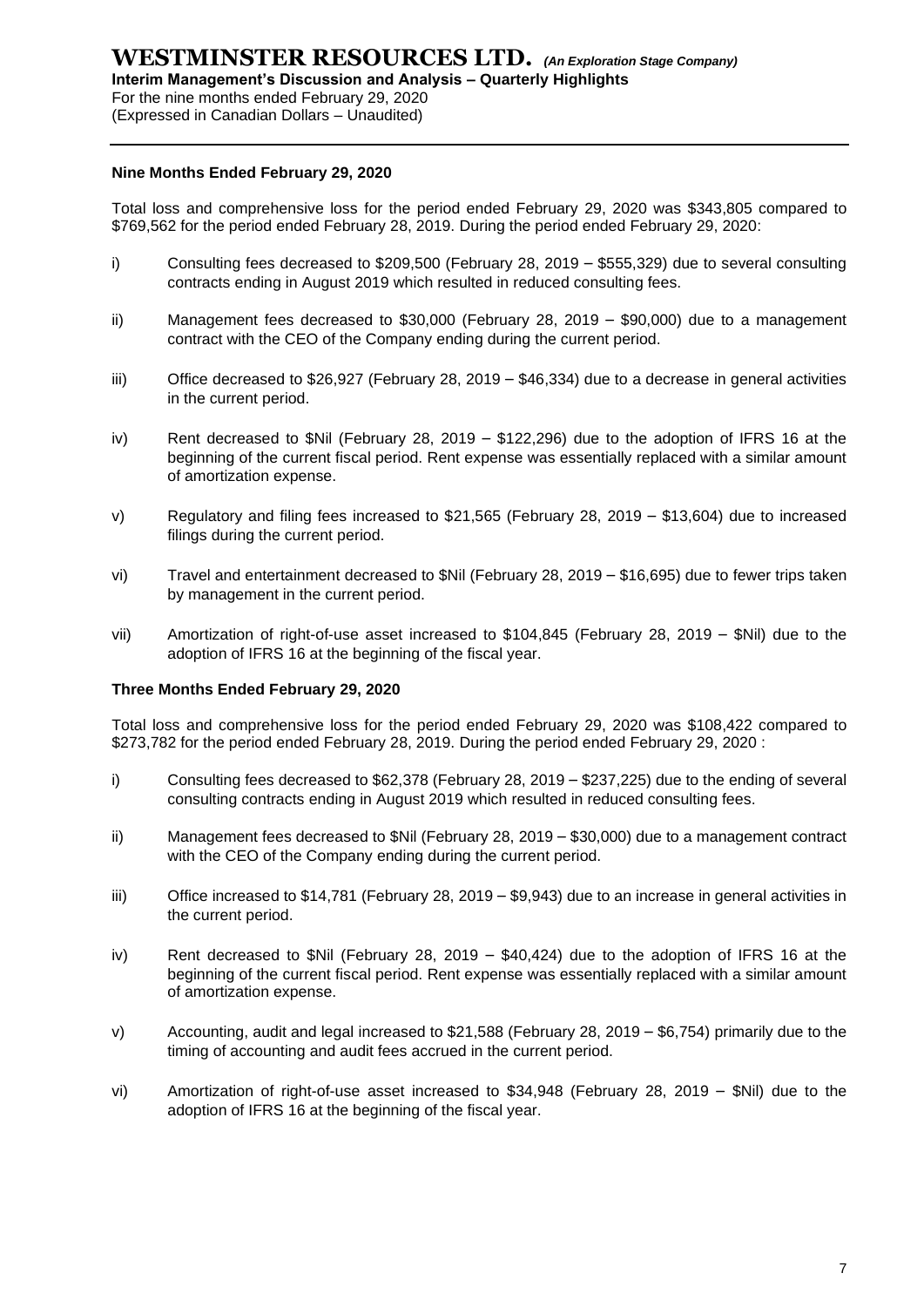### Nine Months Ended February 29, 2020

Total loss and comprehensive loss for the period ended February 29, 2020 was $343,805 compared to $769,562 for the period ended February 28, 2019. During the period ended February 29, 2020:

i) Consulting fees decreased to $209,500 (February 28, 2019 – $555,329) due to several consulting contracts ending in August 2019 which resulted in reduced consulting fees.

ii) Management fees decreased to $30,000 (February 28, 2019 – $90,000) due to a management contract with the CEO of the Company ending during the current period.

iii) Office decreased to $26,927 (February 28, 2019 – $46,334) due to a decrease in general activities in the current period.

iv) Rent decreased to $Nil (February 28, 2019 – $122,296) due to the adoption of IFRS 16 at the beginning of the current fiscal period. Rent expense was essentially replaced with a similar amount of amortization expense.

v) Regulatory and filing fees increased to $21,565 (February 28, 2019 – $13,604) due to increased filings during the current period.

vi) Travel and entertainment decreased to $Nil (February 28, 2019 – $16,695) due to fewer trips taken by management in the current period.

vii) Amortization of right-of-use asset increased to $104,845 (February 28, 2019 – $Nil) due to the adoption of IFRS 16 at the beginning of the fiscal year.

### Three Months Ended February 29, 2020

Total loss and comprehensive loss for the period ended February 29, 2020 was $108,422 compared to $273,782 for the period ended February 28, 2019. During the period ended February 29, 2020 :

i) Consulting fees decreased to $62,378 (February 28, 2019 – $237,225) due to the ending of several consulting contracts ending in August 2019 which resulted in reduced consulting fees.

ii) Management fees decreased to $Nil (February 28, 2019 – $30,000) due to a management contract with the CEO of the Company ending during the current period.

iii) Office increased to $14,781 (February 28, 2019 – $9,943) due to an increase in general activities in the current period.

iv) Rent decreased to $Nil (February 28, 2019 – $40,424) due to the adoption of IFRS 16 at the beginning of the current fiscal period. Rent expense was essentially replaced with a similar amount of amortization expense.

v) Accounting, audit and legal increased to $21,588 (February 28, 2019 – $6,754) primarily due to the timing of accounting and audit fees accrued in the current period.

vi) Amortization of right-of-use asset increased to $34,948 (February 28, 2019 – $Nil) due to the adoption of IFRS 16 at the beginning of the fiscal year.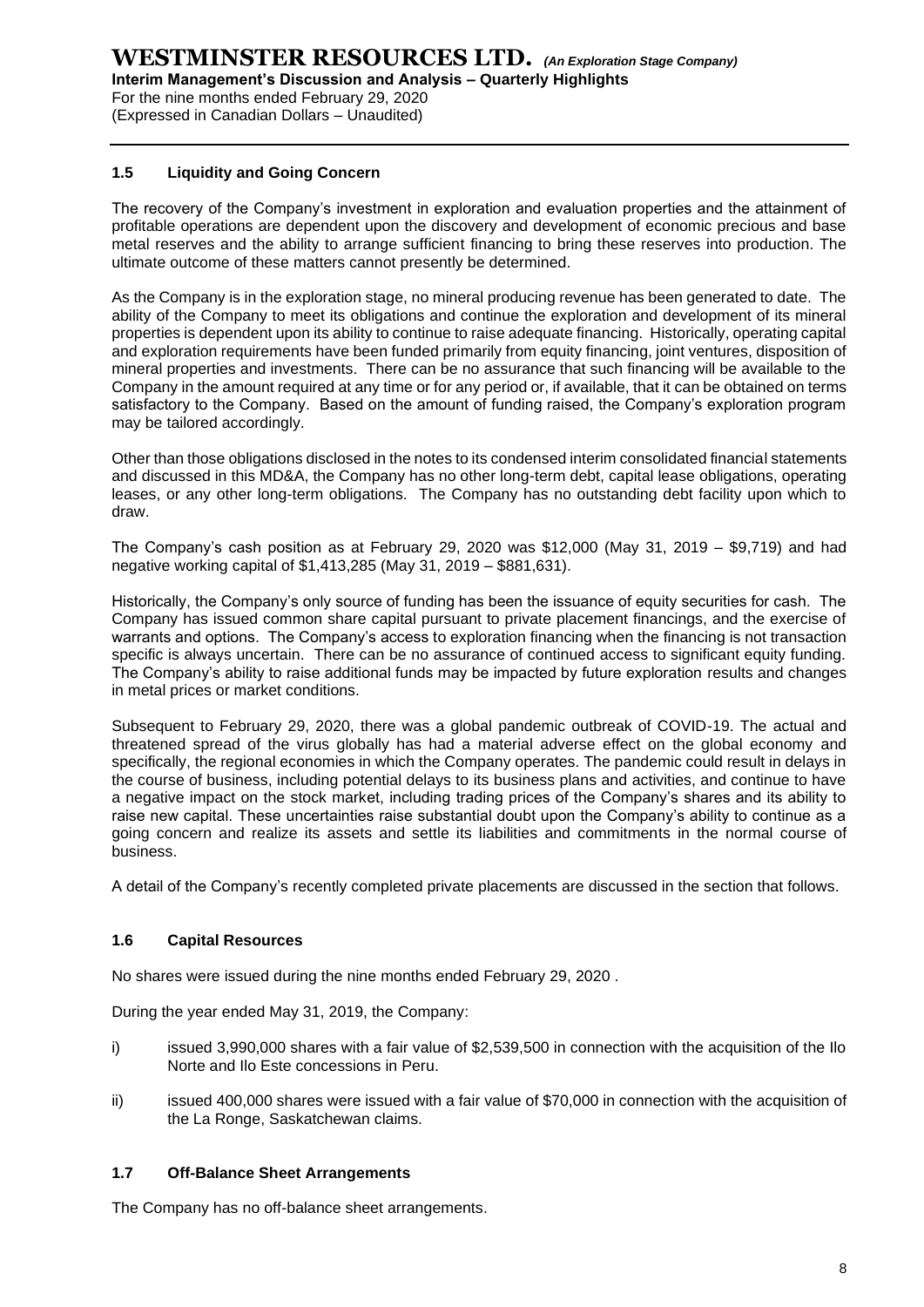## 1.5 Liquidity and Going Concern

The recovery of the Company's investment in exploration and evaluation properties and the attainment of profitable operations are dependent upon the discovery and development of economic precious and base metal reserves and the ability to arrange sufficient financing to bring these reserves into production. The ultimate outcome of these matters cannot presently be determined.

As the Company is in the exploration stage, no mineral producing revenue has been generated to date. The ability of the Company to meet its obligations and continue the exploration and development of its mineral properties is dependent upon its ability to continue to raise adequate financing. Historically, operating capital and exploration requirements have been funded primarily from equity financing, joint ventures, disposition of mineral properties and investments. There can be no assurance that such financing will be available to the Company in the amount required at any time or for any period or, if available, that it can be obtained on terms satisfactory to the Company. Based on the amount of funding raised, the Company's exploration program may be tailored accordingly.

Other than those obligations disclosed in the notes to its condensed interim consolidated financial statements and discussed in this MD&A, the Company has no other long-term debt, capital lease obligations, operating leases, or any other long-term obligations. The Company has no outstanding debt facility upon which to draw.

The Company's cash position as at February 29, 2020 was $12,000 (May 31, 2019 – $9,719) and had negative working capital of $1,413,285 (May 31, 2019 – $881,631).

Historically, the Company's only source of funding has been the issuance of equity securities for cash. The Company has issued common share capital pursuant to private placement financings, and the exercise of warrants and options. The Company's access to exploration financing when the financing is not transaction specific is always uncertain. There can be no assurance of continued access to significant equity funding. The Company's ability to raise additional funds may be impacted by future exploration results and changes in metal prices or market conditions.

Subsequent to February 29, 2020, there was a global pandemic outbreak of COVID-19. The actual and threatened spread of the virus globally has had a material adverse effect on the global economy and specifically, the regional economies in which the Company operates. The pandemic could result in delays in the course of business, including potential delays to its business plans and activities, and continue to have a negative impact on the stock market, including trading prices of the Company's shares and its ability to raise new capital. These uncertainties raise substantial doubt upon the Company's ability to continue as a going concern and realize its assets and settle its liabilities and commitments in the normal course of business.

A detail of the Company's recently completed private placements are discussed in the section that follows.

## 1.6 Capital Resources

No shares were issued during the nine months ended February 29, 2020 .

During the year ended May 31, 2019, the Company:

i) issued 3,990,000 shares with a fair value of $2,539,500 in connection with the acquisition of the Ilo Norte and Ilo Este concessions in Peru.

ii) issued 400,000 shares were issued with a fair value of $70,000 in connection with the acquisition of the La Ronge, Saskatchewan claims.

## 1.7 Off-Balance Sheet Arrangements

The Company has no off-balance sheet arrangements.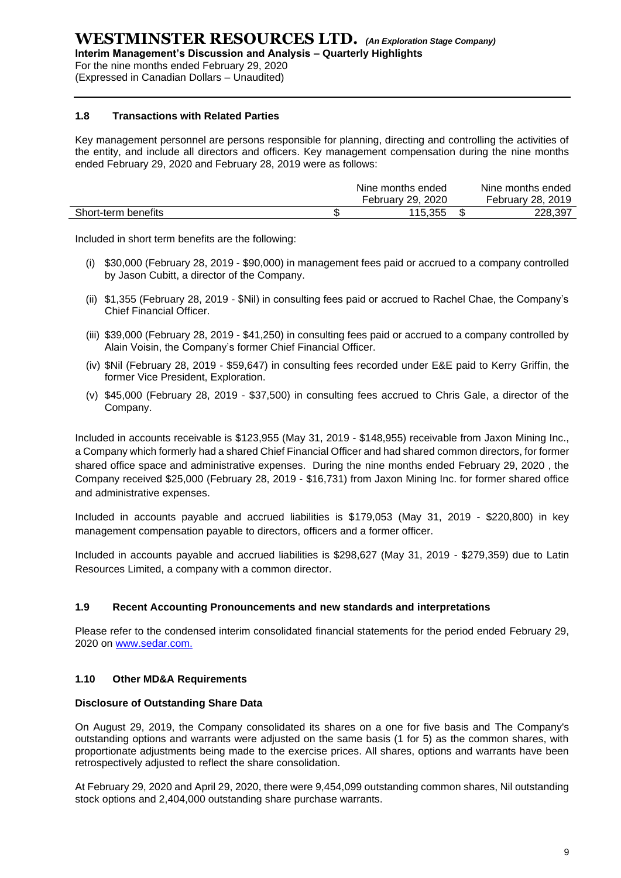### 1.8 Transactions with Related Parties

Key management personnel are persons responsible for planning, directing and controlling the activities of the entity, and include all directors and officers. Key management compensation during the nine months ended February 29, 2020 and February 28, 2019 were as follows:

| | Nine months ended February 29, 2020 | Nine months ended February 28, 2019 |
|---|---|---|
| Short-term benefits | $ 115,355 | $ 228,397 |

Included in short term benefits are the following:

(i) $30,000 (February 28, 2019 - $90,000) in management fees paid or accrued to a company controlled by Jason Cubitt, a director of the Company.

(ii) $1,355 (February 28, 2019 - $Nil) in consulting fees paid or accrued to Rachel Chae, the Company's Chief Financial Officer.

(iii) $39,000 (February 28, 2019 - $41,250) in consulting fees paid or accrued to a company controlled by Alain Voisin, the Company's former Chief Financial Officer.

(iv) $Nil (February 28, 2019 - $59,647) in consulting fees recorded under E&E paid to Kerry Griffin, the former Vice President, Exploration.

(v) $45,000 (February 28, 2019 - $37,500) in consulting fees accrued to Chris Gale, a director of the Company.

Included in accounts receivable is $123,955 (May 31, 2019 - $148,955) receivable from Jaxon Mining Inc., a Company which formerly had a shared Chief Financial Officer and had shared common directors, for former shared office space and administrative expenses. During the nine months ended February 29, 2020 , the Company received $25,000 (February 28, 2019 - $16,731) from Jaxon Mining Inc. for former shared office and administrative expenses.

Included in accounts payable and accrued liabilities is $179,053 (May 31, 2019 - $220,800) in key management compensation payable to directors, officers and a former officer.

Included in accounts payable and accrued liabilities is $298,627 (May 31, 2019 - $279,359) due to Latin Resources Limited, a company with a common director.

### 1.9 Recent Accounting Pronouncements and new standards and interpretations

Please refer to the condensed interim consolidated financial statements for the period ended February 29, 2020 on www.sedar.com.

### 1.10 Other MD&A Requirements

**Disclosure of Outstanding Share Data**

On August 29, 2019, the Company consolidated its shares on a one for five basis and The Company's outstanding options and warrants were adjusted on the same basis (1 for 5) as the common shares, with proportionate adjustments being made to the exercise prices. All shares, options and warrants have been retrospectively adjusted to reflect the share consolidation.

At February 29, 2020 and April 29, 2020, there were 9,454,099 outstanding common shares, Nil outstanding stock options and 2,404,000 outstanding share purchase warrants.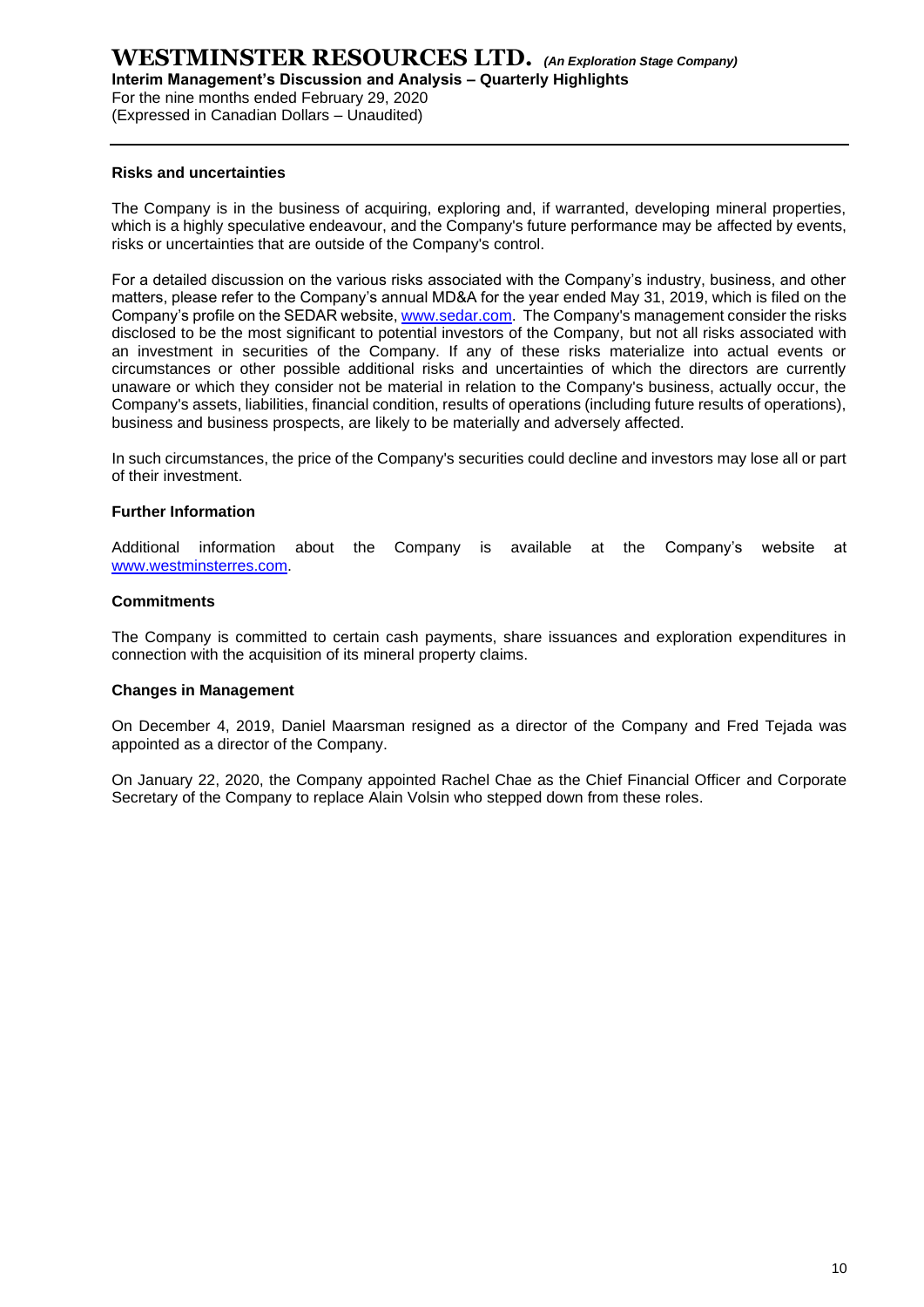**Risks and uncertainties**

The Company is in the business of acquiring, exploring and, if warranted, developing mineral properties, which is a highly speculative endeavour, and the Company's future performance may be affected by events, risks or uncertainties that are outside of the Company's control.

For a detailed discussion on the various risks associated with the Company's industry, business, and other matters, please refer to the Company's annual MD&A for the year ended May 31, 2019, which is filed on the Company's profile on the SEDAR website, www.sedar.com. The Company's management consider the risks disclosed to be the most significant to potential investors of the Company, but not all risks associated with an investment in securities of the Company. If any of these risks materialize into actual events or circumstances or other possible additional risks and uncertainties of which the directors are currently unaware or which they consider not be material in relation to the Company's business, actually occur, the Company's assets, liabilities, financial condition, results of operations (including future results of operations), business and business prospects, are likely to be materially and adversely affected.

In such circumstances, the price of the Company's securities could decline and investors may lose all or part of their investment.

**Further Information**

Additional information about the Company is available at the Company's website at www.westminsterres.com.

**Commitments**

The Company is committed to certain cash payments, share issuances and exploration expenditures in connection with the acquisition of its mineral property claims.

**Changes in Management**

On December 4, 2019, Daniel Maarsman resigned as a director of the Company and Fred Tejada was appointed as a director of the Company.

On January 22, 2020, the Company appointed Rachel Chae as the Chief Financial Officer and Corporate Secretary of the Company to replace Alain Volsin who stepped down from these roles.